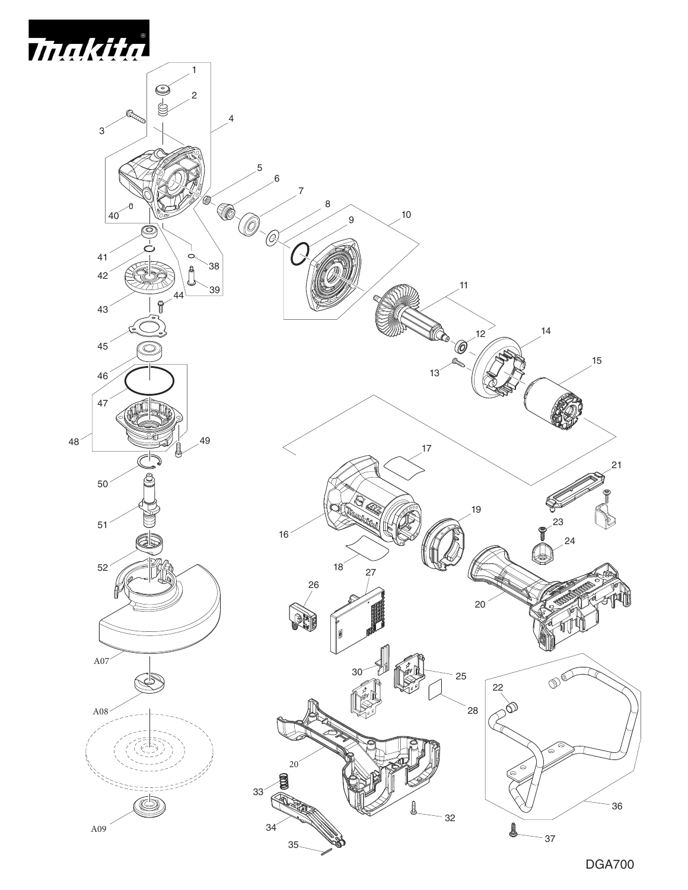DGA700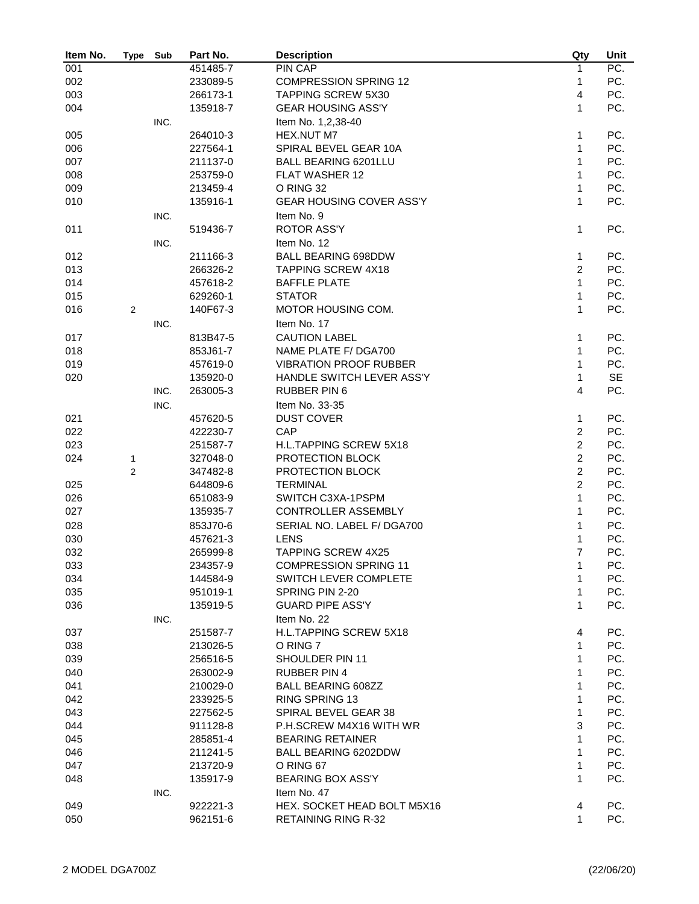| Item No. | Type | Sub | Part No. | Description | Qty | Unit |
|---|---|---|---|---|---|---|
| 001 | | | 451485-7 | PIN CAP | 1 | PC. |
| 002 | | | 233089-5 | COMPRESSION SPRING 12 | 1 | PC. |
| 003 | | | 266173-1 | TAPPING SCREW 5X30 | 4 | PC. |
| 004 | | | 135918-7 | GEAR HOUSING ASS'Y | 1 | PC. |
| | | INC. | | Item No. 1,2,38-40 | | |
| 005 | | | 264010-3 | HEX.NUT M7 | 1 | PC. |
| 006 | | | 227564-1 | SPIRAL BEVEL GEAR 10A | 1 | PC. |
| 007 | | | 211137-0 | BALL BEARING 6201LLU | 1 | PC. |
| 008 | | | 253759-0 | FLAT WASHER 12 | 1 | PC. |
| 009 | | | 213459-4 | O RING 32 | 1 | PC. |
| 010 | | | 135916-1 | GEAR HOUSING COVER ASS'Y | 1 | PC. |
| | | INC. | | Item No. 9 | | |
| 011 | | | 519436-7 | ROTOR ASS'Y | 1 | PC. |
| | | INC. | | Item No. 12 | | |
| 012 | | | 211166-3 | BALL BEARING 698DDW | 1 | PC. |
| 013 | | | 266326-2 | TAPPING SCREW 4X18 | 2 | PC. |
| 014 | | | 457618-2 | BAFFLE PLATE | 1 | PC. |
| 015 | | | 629260-1 | STATOR | 1 | PC. |
| 016 | 2 | | 140F67-3 | MOTOR HOUSING COM. | 1 | PC. |
| | | INC. | | Item No. 17 | | |
| 017 | | | 813B47-5 | CAUTION LABEL | 1 | PC. |
| 018 | | | 853J61-7 | NAME PLATE F/ DGA700 | 1 | PC. |
| 019 | | | 457619-0 | VIBRATION PROOF RUBBER | 1 | PC. |
| 020 | | | 135920-0 | HANDLE SWITCH LEVER ASS'Y | 1 | SE |
| | | INC. | 263005-3 | RUBBER PIN 6 | 4 | PC. |
| | | INC. | | Item No. 33-35 | | |
| 021 | | | 457620-5 | DUST COVER | 1 | PC. |
| 022 | | | 422230-7 | CAP | 2 | PC. |
| 023 | | | 251587-7 | H.L.TAPPING SCREW 5X18 | 2 | PC. |
| 024 | 1 | | 327048-0 | PROTECTION BLOCK | 2 | PC. |
| | 2 | | 347482-8 | PROTECTION BLOCK | 2 | PC. |
| 025 | | | 644809-6 | TERMINAL | 2 | PC. |
| 026 | | | 651083-9 | SWITCH C3XA-1PSPM | 1 | PC. |
| 027 | | | 135935-7 | CONTROLLER ASSEMBLY | 1 | PC. |
| 028 | | | 853J70-6 | SERIAL NO. LABEL F/ DGA700 | 1 | PC. |
| 030 | | | 457621-3 | LENS | 1 | PC. |
| 032 | | | 265999-8 | TAPPING SCREW 4X25 | 7 | PC. |
| 033 | | | 234357-9 | COMPRESSION SPRING 11 | 1 | PC. |
| 034 | | | 144584-9 | SWITCH LEVER COMPLETE | 1 | PC. |
| 035 | | | 951019-1 | SPRING PIN 2-20 | 1 | PC. |
| 036 | | | 135919-5 | GUARD PIPE ASS'Y | 1 | PC. |
| | | INC. | | Item No. 22 | | |
| 037 | | | 251587-7 | H.L.TAPPING SCREW 5X18 | 4 | PC. |
| 038 | | | 213026-5 | O RING 7 | 1 | PC. |
| 039 | | | 256516-5 | SHOULDER PIN 11 | 1 | PC. |
| 040 | | | 263002-9 | RUBBER PIN 4 | 1 | PC. |
| 041 | | | 210029-0 | BALL BEARING 608ZZ | 1 | PC. |
| 042 | | | 233925-5 | RING SPRING 13 | 1 | PC. |
| 043 | | | 227562-5 | SPIRAL BEVEL GEAR 38 | 1 | PC. |
| 044 | | | 911128-8 | P.H.SCREW M4X16 WITH WR | 3 | PC. |
| 045 | | | 285851-4 | BEARING RETAINER | 1 | PC. |
| 046 | | | 211241-5 | BALL BEARING 6202DDW | 1 | PC. |
| 047 | | | 213720-9 | O RING 67 | 1 | PC. |
| 048 | | | 135917-9 | BEARING BOX ASS'Y | 1 | PC. |
| | | INC. | | Item No. 47 | | |
| 049 | | | 922221-3 | HEX. SOCKET HEAD BOLT M5X16 | 4 | PC. |
| 050 | | | 962151-6 | RETAINING RING R-32 | 1 | PC. |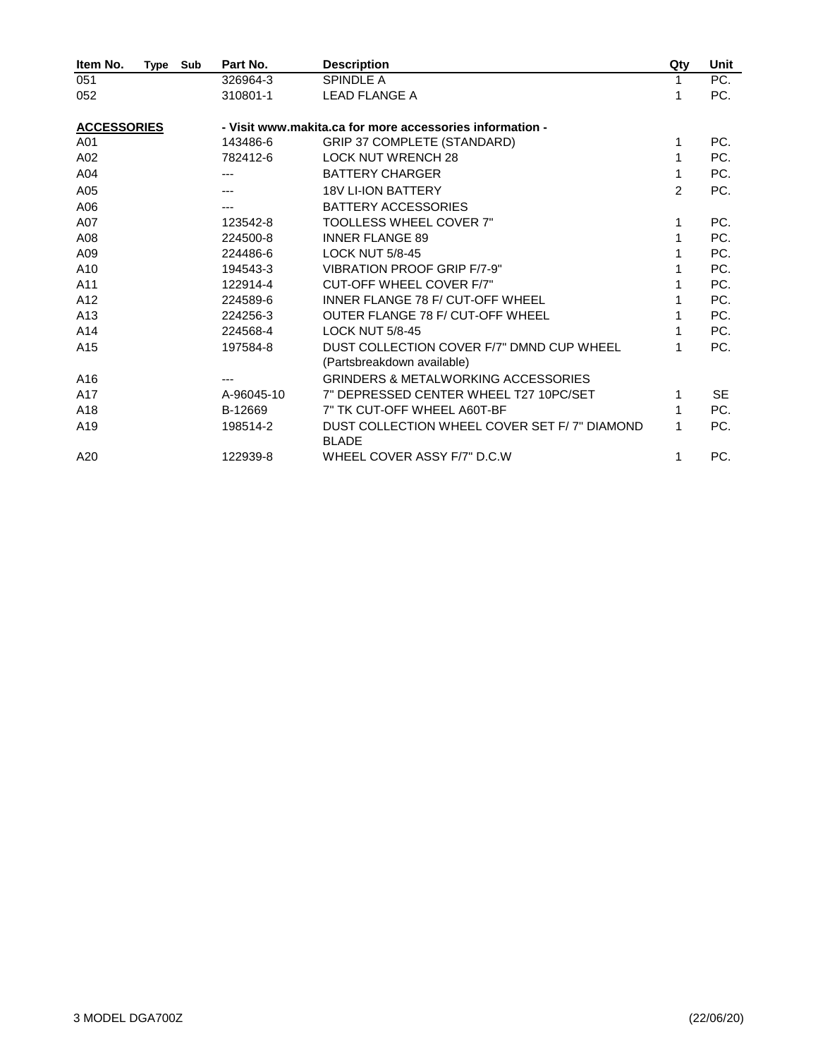| Item No. | Type | Sub | Part No. | Description | Qty | Unit |
|---|---|---|---|---|---|---|
| 051 | | | 326964-3 | SPINDLE A | 1 | PC. |
| 052 | | | 310801-1 | LEAD FLANGE A | 1 | PC. |
| **ACCESSORIES** | | | | **- Visit www.makita.ca for more accessories information -** | | |
| A01 | | | 143486-6 | GRIP 37 COMPLETE (STANDARD) | 1 | PC. |
| A02 | | | 782412-6 | LOCK NUT WRENCH 28 | 1 | PC. |
| A04 | | | --- | BATTERY CHARGER | 1 | PC. |
| A05 | | | --- | 18V LI-ION BATTERY | 2 | PC. |
| A06 | | | --- | BATTERY ACCESSORIES | | |
| A07 | | | 123542-8 | TOOLLESS WHEEL COVER 7" | 1 | PC. |
| A08 | | | 224500-8 | INNER FLANGE 89 | 1 | PC. |
| A09 | | | 224486-6 | LOCK NUT 5/8-45 | 1 | PC. |
| A10 | | | 194543-3 | VIBRATION PROOF GRIP F/7-9" | 1 | PC. |
| A11 | | | 122914-4 | CUT-OFF WHEEL COVER F/7" | 1 | PC. |
| A12 | | | 224589-6 | INNER FLANGE 78 F/ CUT-OFF WHEEL | 1 | PC. |
| A13 | | | 224256-3 | OUTER FLANGE 78 F/ CUT-OFF WHEEL | 1 | PC. |
| A14 | | | 224568-4 | LOCK NUT 5/8-45 | 1 | PC. |
| A15 | | | 197584-8 | DUST COLLECTION COVER F/7" DMND CUP WHEEL (Partsbreakdown available) | 1 | PC. |
| A16 | | | --- | GRINDERS & METALWORKING ACCESSORIES | | |
| A17 | | | A-96045-10 | 7" DEPRESSED CENTER WHEEL T27 10PC/SET | 1 | SE |
| A18 | | | B-12669 | 7" TK CUT-OFF WHEEL A60T-BF | 1 | PC. |
| A19 | | | 198514-2 | DUST COLLECTION WHEEL COVER SET F/ 7" DIAMOND BLADE | 1 | PC. |
| A20 | | | 122939-8 | WHEEL COVER ASSY F/7" D.C.W | 1 | PC. |